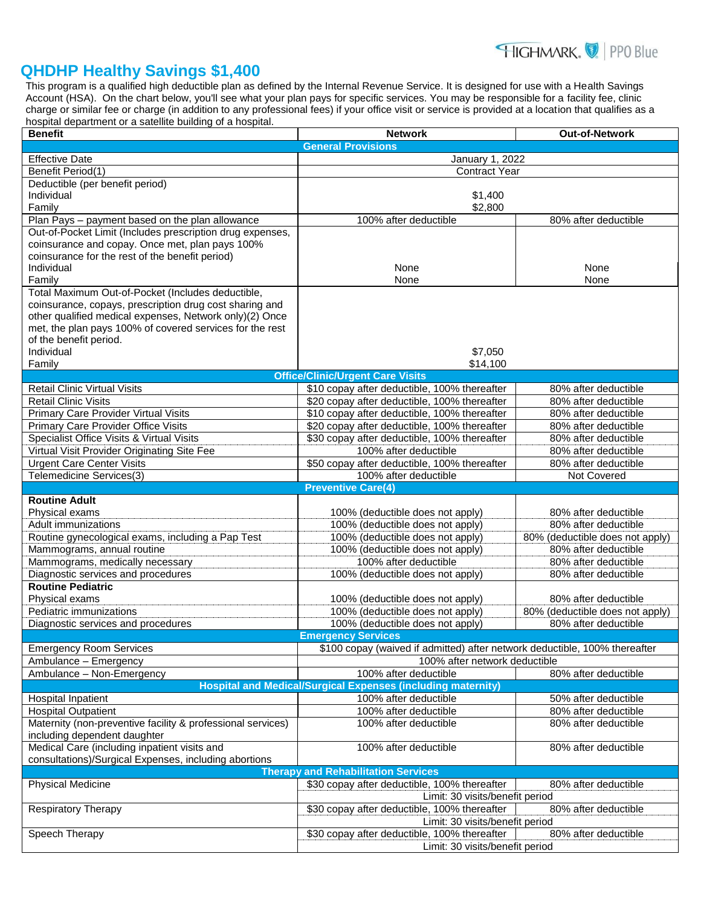HIGHMARK. | PPO Blue

# QHDHP Healthy Savings $1,400

This program is a qualified high deductible plan as defined by the Internal Revenue Service. It is designed for use with a Health Savings Account (HSA). On the chart below, you'll see what your plan pays for specific services. You may be responsible for a facility fee, clinic charge or similar fee or charge (in addition to any professional fees) if your office visit or service is provided at a location that qualifies as a hospital department or a satellite building of a hospital.

| Benefit | Network | Out-of-Network |
|---|---|---|
| **General Provisions** | | |
| Effective Date | January 1, 2022 | |
| Benefit Period(1) | Contract Year | |
| Deductible (per benefit period)<br>Individual<br>Family | <br>$1,400<br>$2,800 | |
| Plan Pays – payment based on the plan allowance | 100% after deductible | 80% after deductible |
| Out-of-Pocket Limit (Includes prescription drug expenses, coinsurance and copay. Once met, plan pays 100% coinsurance for the rest of the benefit period)<br>Individual<br>Family | <br>None<br>None | <br>None<br>None |
| Total Maximum Out-of-Pocket (Includes deductible, coinsurance, copays, prescription drug cost sharing and other qualified medical expenses, Network only)(2) Once met, the plan pays 100% of covered services for the rest of the benefit period.<br>Individual<br>Family | <br>$7,050<br>$14,100 | |
| **Office/Clinic/Urgent Care Visits** | | |
| Retail Clinic Virtual Visits | $10 copay after deductible, 100% thereafter | 80% after deductible |
| Retail Clinic Visits | $20 copay after deductible, 100% thereafter | 80% after deductible |
| Primary Care Provider Virtual Visits | $10 copay after deductible, 100% thereafter | 80% after deductible |
| Primary Care Provider Office Visits | $20 copay after deductible, 100% thereafter | 80% after deductible |
| Specialist Office Visits & Virtual Visits | $30 copay after deductible, 100% thereafter | 80% after deductible |
| Virtual Visit Provider Originating Site Fee | 100% after deductible | 80% after deductible |
| Urgent Care Center Visits | $50 copay after deductible, 100% thereafter | 80% after deductible |
| Telemedicine Services(3) | 100% after deductible | Not Covered |
| **Preventive Care(4)** | | |
| **Routine Adult** | | |
| Physical exams | 100% (deductible does not apply) | 80% after deductible |
| Adult immunizations | 100% (deductible does not apply) | 80% after deductible |
| Routine gynecological exams, including a Pap Test | 100% (deductible does not apply) | 80% (deductible does not apply) |
| Mammograms, annual routine | 100% (deductible does not apply) | 80% after deductible |
| Mammograms, medically necessary | 100% after deductible | 80% after deductible |
| Diagnostic services and procedures | 100% (deductible does not apply) | 80% after deductible |
| **Routine Pediatric** | | |
| Physical exams | 100% (deductible does not apply) | 80% after deductible |
| Pediatric immunizations | 100% (deductible does not apply) | 80% (deductible does not apply) |
| Diagnostic services and procedures | 100% (deductible does not apply) | 80% after deductible |
| **Emergency Services** | | |
| Emergency Room Services | $100 copay (waived if admitted) after network deductible, 100% thereafter | |
| Ambulance – Emergency | 100% after network deductible | |
| Ambulance – Non-Emergency | 100% after deductible | 80% after deductible |
| **Hospital and Medical/Surgical Expenses (including maternity)** | | |
| Hospital Inpatient | 100% after deductible | 50% after deductible |
| Hospital Outpatient | 100% after deductible | 80% after deductible |
| Maternity (non-preventive facility & professional services) including dependent daughter | 100% after deductible | 80% after deductible |
| Medical Care (including inpatient visits and consultations)/Surgical Expenses, including abortions | 100% after deductible | 80% after deductible |
| **Therapy and Rehabilitation Services** | | |
| Physical Medicine | $30 copay after deductible, 100% thereafter<br>Limit: 30 visits/benefit period | 80% after deductible |
| Respiratory Therapy | $30 copay after deductible, 100% thereafter<br>Limit: 30 visits/benefit period | 80% after deductible |
| Speech Therapy | $30 copay after deductible, 100% thereafter<br>Limit: 30 visits/benefit period | 80% after deductible |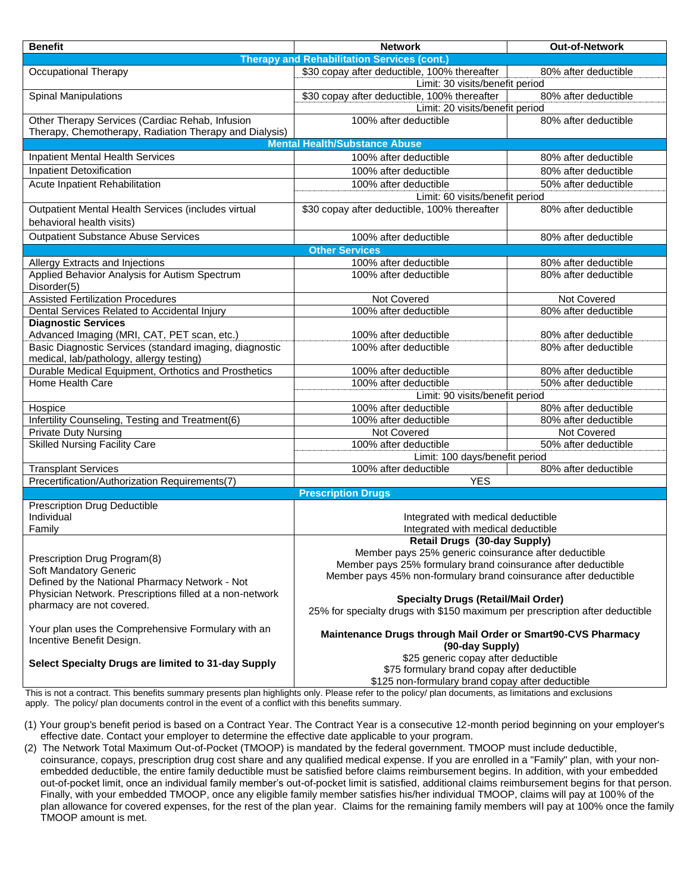| Benefit | Network | Out-of-Network |
| --- | --- | --- |
| **Therapy and Rehabilitation Services (cont.)** | | |
| Occupational Therapy | $30 copay after deductible, 100% thereafter | 80% after deductible |
| | Limit: 30 visits/benefit period | |
| Spinal Manipulations | $30 copay after deductible, 100% thereafter | 80% after deductible |
| | Limit: 20 visits/benefit period | |
| Other Therapy Services (Cardiac Rehab, Infusion Therapy, Chemotherapy, Radiation Therapy and Dialysis) | 100% after deductible | 80% after deductible |
| **Mental Health/Substance Abuse** | | |
| Inpatient Mental Health Services | 100% after deductible | 80% after deductible |
| Inpatient Detoxification | 100% after deductible | 80% after deductible |
| Acute Inpatient Rehabilitation | 100% after deductible | 50% after deductible |
| | Limit: 60 visits/benefit period | |
| Outpatient Mental Health Services (includes virtual behavioral health visits) | $30 copay after deductible, 100% thereafter | 80% after deductible |
| Outpatient Substance Abuse Services | 100% after deductible | 80% after deductible |
| **Other Services** | | |
| Allergy Extracts and Injections | 100% after deductible | 80% after deductible |
| Applied Behavior Analysis for Autism Spectrum Disorder(5) | 100% after deductible | 80% after deductible |
| Assisted Fertilization Procedures | Not Covered | Not Covered |
| Dental Services Related to Accidental Injury | 100% after deductible | 80% after deductible |
| **Diagnostic Services** | | |
| Advanced Imaging (MRI, CAT, PET scan, etc.) | 100% after deductible | 80% after deductible |
| Basic Diagnostic Services (standard imaging, diagnostic medical, lab/pathology, allergy testing) | 100% after deductible | 80% after deductible |
| Durable Medical Equipment, Orthotics and Prosthetics | 100% after deductible | 80% after deductible |
| Home Health Care | 100% after deductible | 50% after deductible |
| | Limit: 90 visits/benefit period | |
| Hospice | 100% after deductible | 80% after deductible |
| Infertility Counseling, Testing and Treatment(6) | 100% after deductible | 80% after deductible |
| Private Duty Nursing | Not Covered | Not Covered |
| Skilled Nursing Facility Care | 100% after deductible | 50% after deductible |
| | Limit: 100 days/benefit period | |
| Transplant Services | 100% after deductible | 80% after deductible |
| Precertification/Authorization Requirements(7) | YES | |
| **Prescription Drugs** | | |
| Prescription Drug Deductible<br>Individual<br>Family | <br>Integrated with medical deductible<br>Integrated with medical deductible | |
| Prescription Drug Program(8)<br>Soft Mandatory Generic<br>Defined by the National Pharmacy Network - Not Physician Network. Prescriptions filled at a non-network pharmacy are not covered.<br><br>Your plan uses the Comprehensive Formulary with an Incentive Benefit Design.<br><br>**Select Specialty Drugs are limited to 31-day Supply** | **Retail Drugs (30-day Supply)**<br>Member pays 25% generic coinsurance after deductible<br>Member pays 25% formulary brand coinsurance after deductible<br>Member pays 45% non-formulary brand coinsurance after deductible<br><br>**Specialty Drugs (Retail/Mail Order)**<br>25% for specialty drugs with $150 maximum per prescription after deductible<br><br>**Maintenance Drugs through Mail Order or Smart90-CVS Pharmacy (90-day Supply)**<br>$25 generic copay after deductible<br>$75 formulary brand copay after deductible<br>$125 non-formulary brand copay after deductible | |

This is not a contract. This benefits summary presents plan highlights only. Please refer to the policy/ plan documents, as limitations and exclusions apply. The policy/ plan documents control in the event of a conflict with this benefits summary.

(1) Your group's benefit period is based on a Contract Year. The Contract Year is a consecutive 12-month period beginning on your employer's effective date. Contact your employer to determine the effective date applicable to your program.

(2) The Network Total Maximum Out-of-Pocket (TMOOP) is mandated by the federal government. TMOOP must include deductible, coinsurance, copays, prescription drug cost share and any qualified medical expense. If you are enrolled in a "Family" plan, with your non-embedded deductible, the entire family deductible must be satisfied before claims reimbursement begins. In addition, with your embedded out-of-pocket limit, once an individual family member's out-of-pocket limit is satisfied, additional claims reimbursement begins for that person. Finally, with your embedded TMOOP, once any eligible family member satisfies his/her individual TMOOP, claims will pay at 100% of the plan allowance for covered expenses, for the rest of the plan year. Claims for the remaining family members will pay at 100% once the family TMOOP amount is met.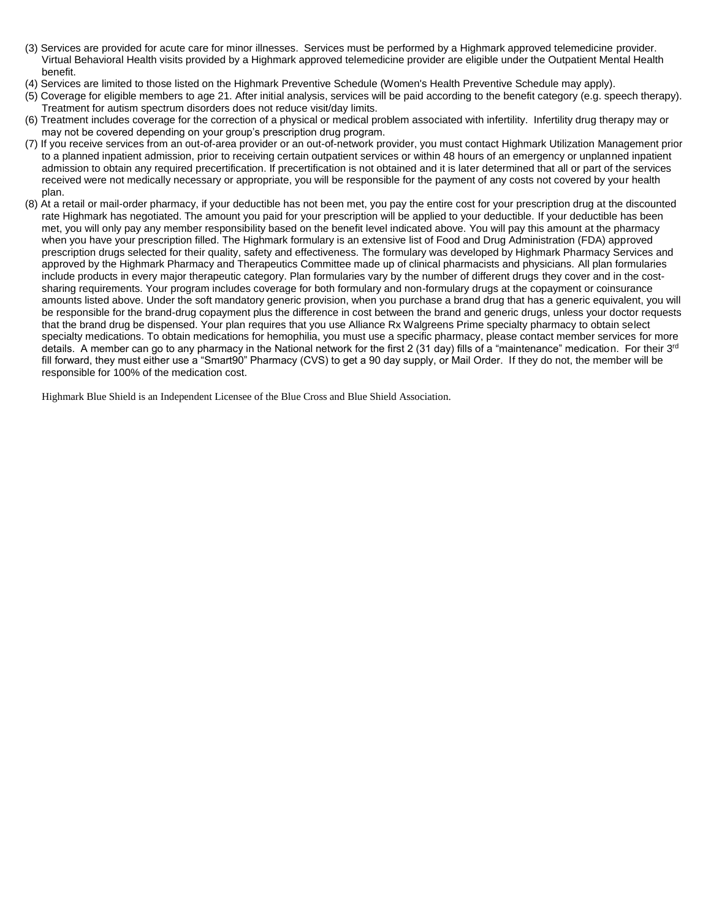(3) Services are provided for acute care for minor illnesses. Services must be performed by a Highmark approved telemedicine provider. Virtual Behavioral Health visits provided by a Highmark approved telemedicine provider are eligible under the Outpatient Mental Health benefit.

(4) Services are limited to those listed on the Highmark Preventive Schedule (Women's Health Preventive Schedule may apply).

(5) Coverage for eligible members to age 21. After initial analysis, services will be paid according to the benefit category (e.g. speech therapy). Treatment for autism spectrum disorders does not reduce visit/day limits.

(6) Treatment includes coverage for the correction of a physical or medical problem associated with infertility. Infertility drug therapy may or may not be covered depending on your group's prescription drug program.

(7) If you receive services from an out-of-area provider or an out-of-network provider, you must contact Highmark Utilization Management prior to a planned inpatient admission, prior to receiving certain outpatient services or within 48 hours of an emergency or unplanned inpatient admission to obtain any required precertification. If precertification is not obtained and it is later determined that all or part of the services received were not medically necessary or appropriate, you will be responsible for the payment of any costs not covered by your health plan.

(8) At a retail or mail-order pharmacy, if your deductible has not been met, you pay the entire cost for your prescription drug at the discounted rate Highmark has negotiated. The amount you paid for your prescription will be applied to your deductible. If your deductible has been met, you will only pay any member responsibility based on the benefit level indicated above. You will pay this amount at the pharmacy when you have your prescription filled. The Highmark formulary is an extensive list of Food and Drug Administration (FDA) approved prescription drugs selected for their quality, safety and effectiveness. The formulary was developed by Highmark Pharmacy Services and approved by the Highmark Pharmacy and Therapeutics Committee made up of clinical pharmacists and physicians. All plan formularies include products in every major therapeutic category. Plan formularies vary by the number of different drugs they cover and in the cost-sharing requirements. Your program includes coverage for both formulary and non-formulary drugs at the copayment or coinsurance amounts listed above. Under the soft mandatory generic provision, when you purchase a brand drug that has a generic equivalent, you will be responsible for the brand-drug copayment plus the difference in cost between the brand and generic drugs, unless your doctor requests that the brand drug be dispensed. Your plan requires that you use Alliance Rx Walgreens Prime specialty pharmacy to obtain select specialty medications. To obtain medications for hemophilia, you must use a specific pharmacy, please contact member services for more details. A member can go to any pharmacy in the National network for the first 2 (31 day) fills of a "maintenance" medication. For their 3rd fill forward, they must either use a "Smart90" Pharmacy (CVS) to get a 90 day supply, or Mail Order. If they do not, the member will be responsible for 100% of the medication cost.

Highmark Blue Shield is an Independent Licensee of the Blue Cross and Blue Shield Association.